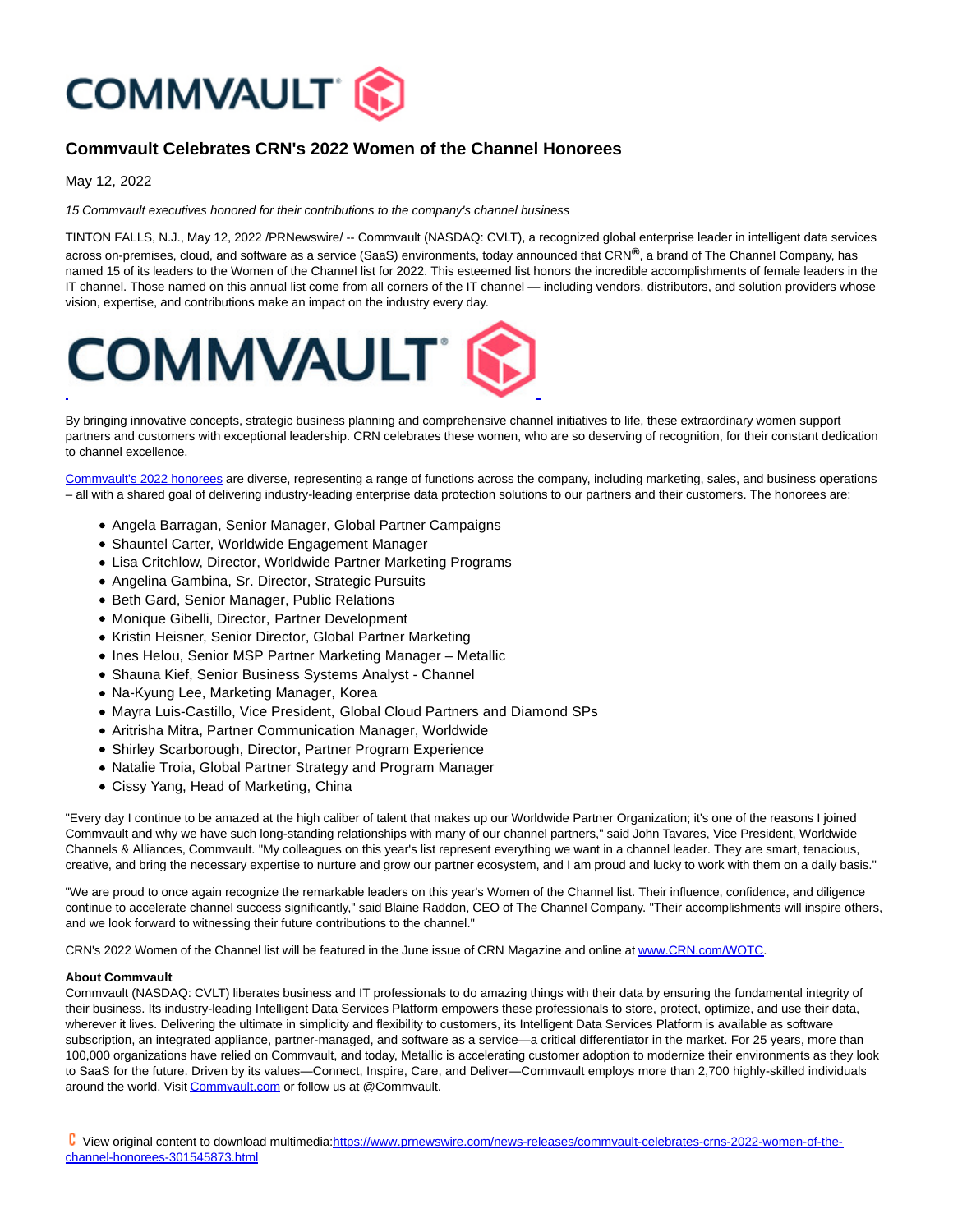# Commvault Celebrates CRN's 2022 Women of the Channel Honorees

May 12, 2022

*15 Commvault executives honored for their contributions to the company's channel business*

TINTON FALLS, N.J., May 12, 2022 /PRNewswire/ -- Commvault (NASDAQ: CVLT), a recognized global enterprise leader in intelligent data services across on-premises, cloud, and software as a service (SaaS) environments, today announced that CRN®, a brand of The Channel Company, has named 15 of its leaders to the Women of the Channel list for 2022. This esteemed list honors the incredible accomplishments of female leaders in the IT channel. Those named on this annual list come from all corners of the IT channel — including vendors, distributors, and solution providers whose vision, expertise, and contributions make an impact on the industry every day.

By bringing innovative concepts, strategic business planning and comprehensive channel initiatives to life, these extraordinary women support partners and customers with exceptional leadership. CRN celebrates these women, who are so deserving of recognition, for their constant dedication to channel excellence.

Commvault's 2022 honorees are diverse, representing a range of functions across the company, including marketing, sales, and business operations – all with a shared goal of delivering industry-leading enterprise data protection solutions to our partners and their customers. The honorees are:

- Angela Barragan, Senior Manager, Global Partner Campaigns
- Shauntel Carter, Worldwide Engagement Manager
- Lisa Critchlow, Director, Worldwide Partner Marketing Programs
- Angelina Gambina, Sr. Director, Strategic Pursuits
- Beth Gard, Senior Manager, Public Relations
- Monique Gibelli, Director, Partner Development
- Kristin Heisner, Senior Director, Global Partner Marketing
- Ines Helou, Senior MSP Partner Marketing Manager – Metallic
- Shauna Kief, Senior Business Systems Analyst - Channel
- Na-Kyung Lee, Marketing Manager, Korea
- Mayra Luis-Castillo, Vice President, Global Cloud Partners and Diamond SPs
- Aritrisha Mitra, Partner Communication Manager, Worldwide
- Shirley Scarborough, Director, Partner Program Experience
- Natalie Troia, Global Partner Strategy and Program Manager
- Cissy Yang, Head of Marketing, China

"Every day I continue to be amazed at the high caliber of talent that makes up our Worldwide Partner Organization; it's one of the reasons I joined Commvault and why we have such long-standing relationships with many of our channel partners," said John Tavares, Vice President, Worldwide Channels & Alliances, Commvault. "My colleagues on this year's list represent everything we want in a channel leader. They are smart, tenacious, creative, and bring the necessary expertise to nurture and grow our partner ecosystem, and I am proud and lucky to work with them on a daily basis."

"We are proud to once again recognize the remarkable leaders on this year's Women of the Channel list. Their influence, confidence, and diligence continue to accelerate channel success significantly," said Blaine Raddon, CEO of The Channel Company. "Their accomplishments will inspire others, and we look forward to witnessing their future contributions to the channel."

CRN's 2022 Women of the Channel list will be featured in the June issue of CRN Magazine and online at www.CRN.com/WOTC.

**About Commvault**

Commvault (NASDAQ: CVLT) liberates business and IT professionals to do amazing things with their data by ensuring the fundamental integrity of their business. Its industry-leading Intelligent Data Services Platform empowers these professionals to store, protect, optimize, and use their data, wherever it lives. Delivering the ultimate in simplicity and flexibility to customers, its Intelligent Data Services Platform is available as software subscription, an integrated appliance, partner-managed, and software as a service—a critical differentiator in the market. For 25 years, more than 100,000 organizations have relied on Commvault, and today, Metallic is accelerating customer adoption to modernize their environments as they look to SaaS for the future. Driven by its values—Connect, Inspire, Care, and Deliver—Commvault employs more than 2,700 highly-skilled individuals around the world. Visit Commvault.com or follow us at @Commvault.

View original content to download multimedia:https://www.prnewswire.com/news-releases/commvault-celebrates-crns-2022-women-of-the-channel-honorees-301545873.html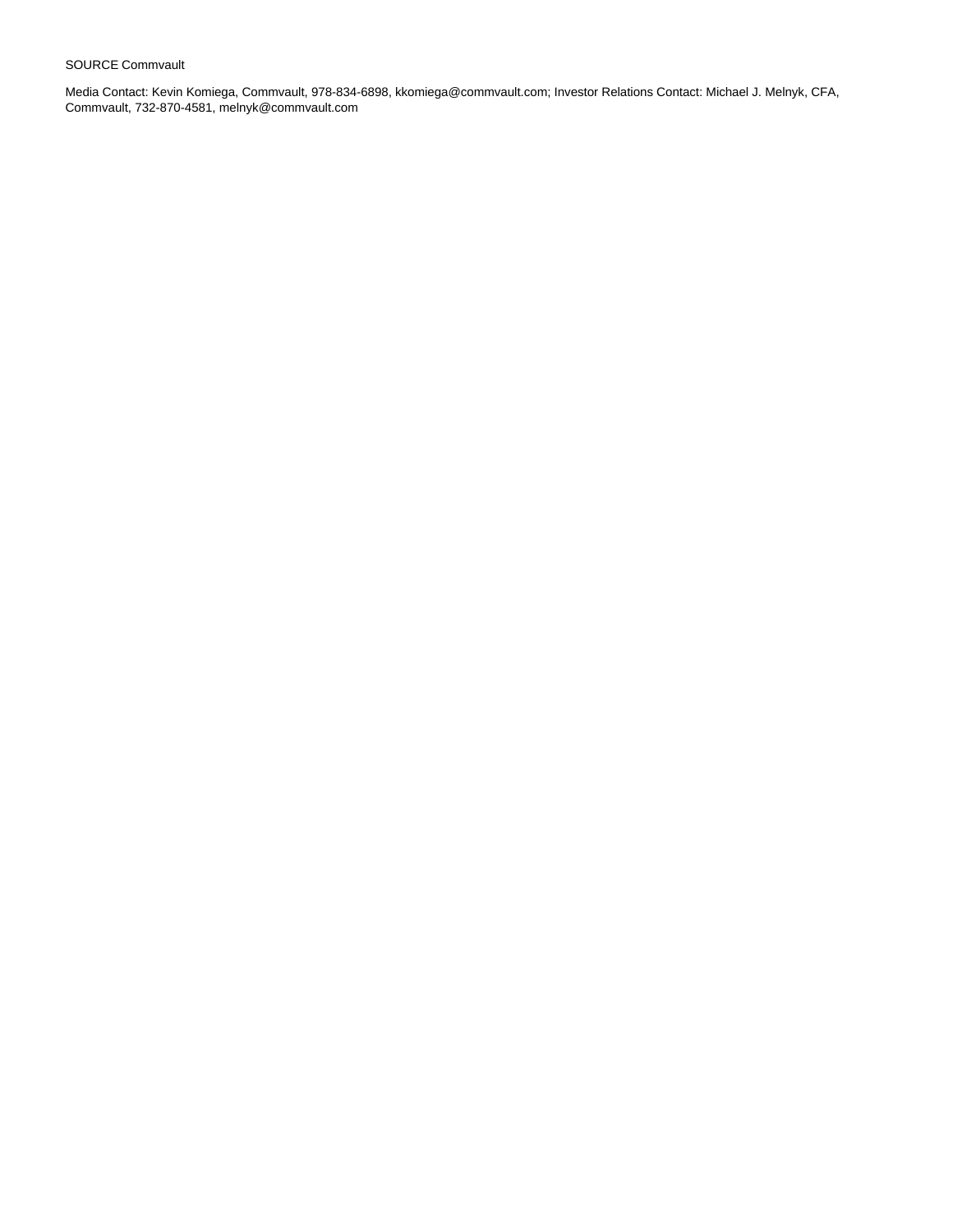SOURCE Commvault

Media Contact: Kevin Komiega, Commvault, 978-834-6898, kkomiega@commvault.com; Investor Relations Contact: Michael J. Melnyk, CFA, Commvault, 732-870-4581, melnyk@commvault.com